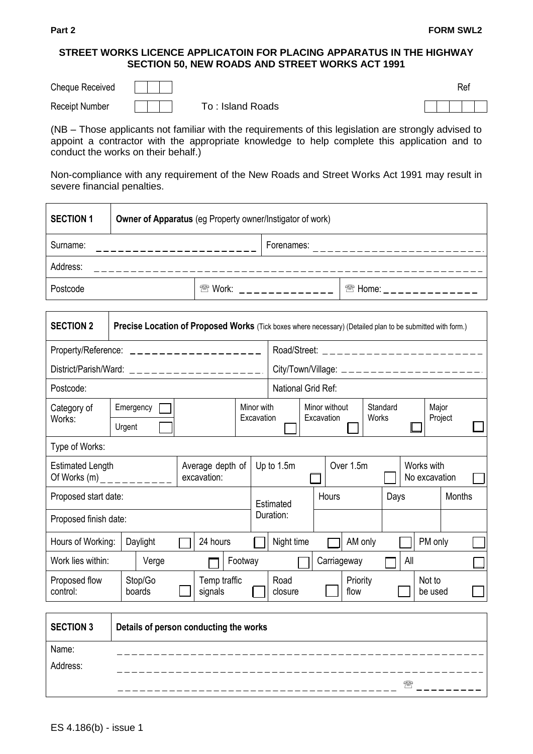**Part 2** **FORM SWL2**

**STREET WORKS LICENCE APPLICATOIN FOR PLACING APPARATUS IN THE HIGHWAY SECTION 50, NEW ROADS AND STREET WORKS ACT 1991**

Cheque Received ☐☐☐ Ref ☐☐☐☐☐

Receipt Number ☐☐☐ To : Island Roads

(NB – Those applicants not familiar with the requirements of this legislation are strongly advised to appoint a contractor with the appropriate knowledge to help complete this application and to conduct the works on their behalf.)

Non-compliance with any requirement of the New Roads and Street Works Act 1991 may result in severe financial penalties.

| **SECTION 1** | **Owner of Apparatus** (eg Property owner/Instigator of work) | |
|---|---|---|
| Surname: _____________________ | Forenames: _______________________ | |
| Address: ____________________________________________________ | | |
| Postcode | ☏ Work: _____________ | ☏ Home: _____________ |

| **SECTION 2** | **Precise Location of Proposed Works** (Tick boxes where necessary) (Detailed plan to be submitted with form.) | | | | | | |
|---|---|---|---|---|---|---|---|
| Property/Reference: __________________ | | | | Road/Street: ______________________ | | | |
| District/Parish/Ward: __________________ | | | | City/Town/Village: ____________________ | | | |
| Postcode: | | | | National Grid Ref: | | | |
| Category of Works: | Emergency ☐ / Urgent ☐ | | Minor with Excavation ☐ | Minor without Excavation ☐ | Standard Works ☐ | Major Project ☐ | |
| Type of Works: | | | | | | | |
| Estimated Length Of Works (m) __________ | Average depth of excavation: | Up to 1.5m ☐ | | Over 1.5m ☐ | | Works with No excavation ☐ | |
| Proposed start date: | | Estimated Duration: | Hours | | Days | | Months |
| Proposed finish date: | | | | | | | |
| Hours of Working: | Daylight ☐ | 24 hours ☐ | Night time ☐ | AM only ☐ | | PM only ☐ | |
| Work lies within: | Verge ☐ | Footway ☐ | Carriageway ☐ | All ☐ | | | |
| Proposed flow control: | Stop/Go boards ☐ | Temp traffic signals ☐ | Road closure ☐ | Priority flow ☐ | | Not to be used ☐ | |

| **SECTION 3** | **Details of person conducting the works** |
|---|---|
| Name: | ____________________________________________________ |
| Address: | ____________________________________________________ |
| | ____________________________________ ☏ _________ |

ES 4.186(b) - issue 1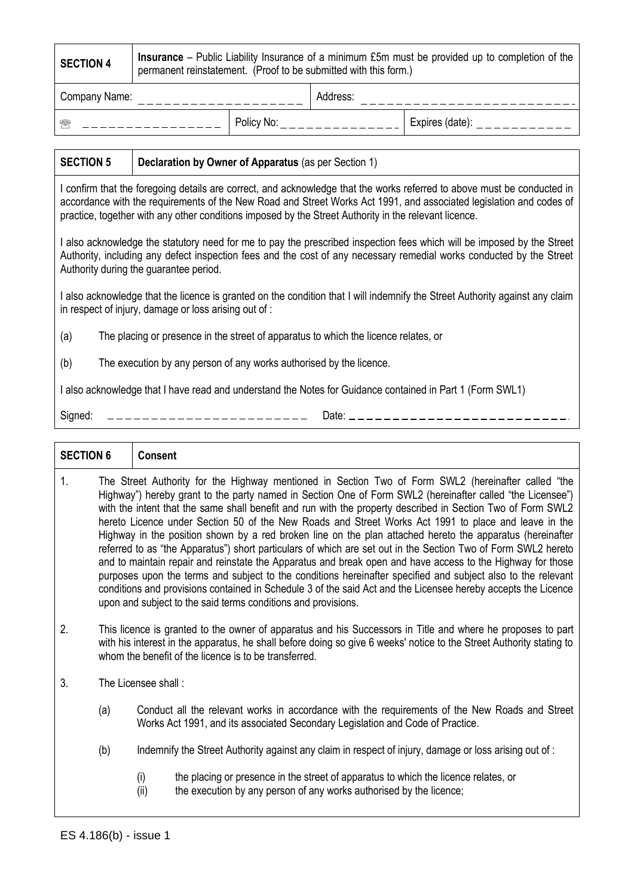| **SECTION 4** | **Insurance** – Public Liability Insurance of a minimum £5m must be provided up to completion of the permanent reinstatement. (Proof to be submitted with this form.) | | |
|---|---|---|---|
| Company Name: ____________________ | | Address: __________________________ | |
| ☏ ________________ | Policy No: ______________ | | Expires (date): ___________ |

| **SECTION 5** | **Declaration by Owner of Apparatus** (as per Section 1) |
|---|---|

I confirm that the foregoing details are correct, and acknowledge that the works referred to above must be conducted in accordance with the requirements of the New Road and Street Works Act 1991, and associated legislation and codes of practice, together with any other conditions imposed by the Street Authority in the relevant licence.

I also acknowledge the statutory need for me to pay the prescribed inspection fees which will be imposed by the Street Authority, including any defect inspection fees and the cost of any necessary remedial works conducted by the Street Authority during the guarantee period.

I also acknowledge that the licence is granted on the condition that I will indemnify the Street Authority against any claim in respect of injury, damage or loss arising out of :

(a) The placing or presence in the street of apparatus to which the licence relates, or

(b) The execution by any person of any works authorised by the licence.

I also acknowledge that I have read and understand the Notes for Guidance contained in Part 1 (Form SWL1)

Signed: _______________________ Date: _________________________.

| **SECTION 6** | **Consent** |
|---|---|

1. The Street Authority for the Highway mentioned in Section Two of Form SWL2 (hereinafter called "the Highway") hereby grant to the party named in Section One of Form SWL2 (hereinafter called "the Licensee") with the intent that the same shall benefit and run with the property described in Section Two of Form SWL2 hereto Licence under Section 50 of the New Roads and Street Works Act 1991 to place and leave in the Highway in the position shown by a red broken line on the plan attached hereto the apparatus (hereinafter referred to as "the Apparatus") short particulars of which are set out in the Section Two of Form SWL2 hereto and to maintain repair and reinstate the Apparatus and break open and have access to the Highway for those purposes upon the terms and subject to the conditions hereinafter specified and subject also to the relevant conditions and provisions contained in Schedule 3 of the said Act and the Licensee hereby accepts the Licence upon and subject to the said terms conditions and provisions.

2. This licence is granted to the owner of apparatus and his Successors in Title and where he proposes to part with his interest in the apparatus, he shall before doing so give 6 weeks' notice to the Street Authority stating to whom the benefit of the licence is to be transferred.

3. The Licensee shall :

   (a) Conduct all the relevant works in accordance with the requirements of the New Roads and Street Works Act 1991, and its associated Secondary Legislation and Code of Practice.

   (b) Indemnify the Street Authority against any claim in respect of injury, damage or loss arising out of :

      (i) the placing or presence in the street of apparatus to which the licence relates, or
      (ii) the execution by any person of any works authorised by the licence;

ES 4.186(b) - issue 1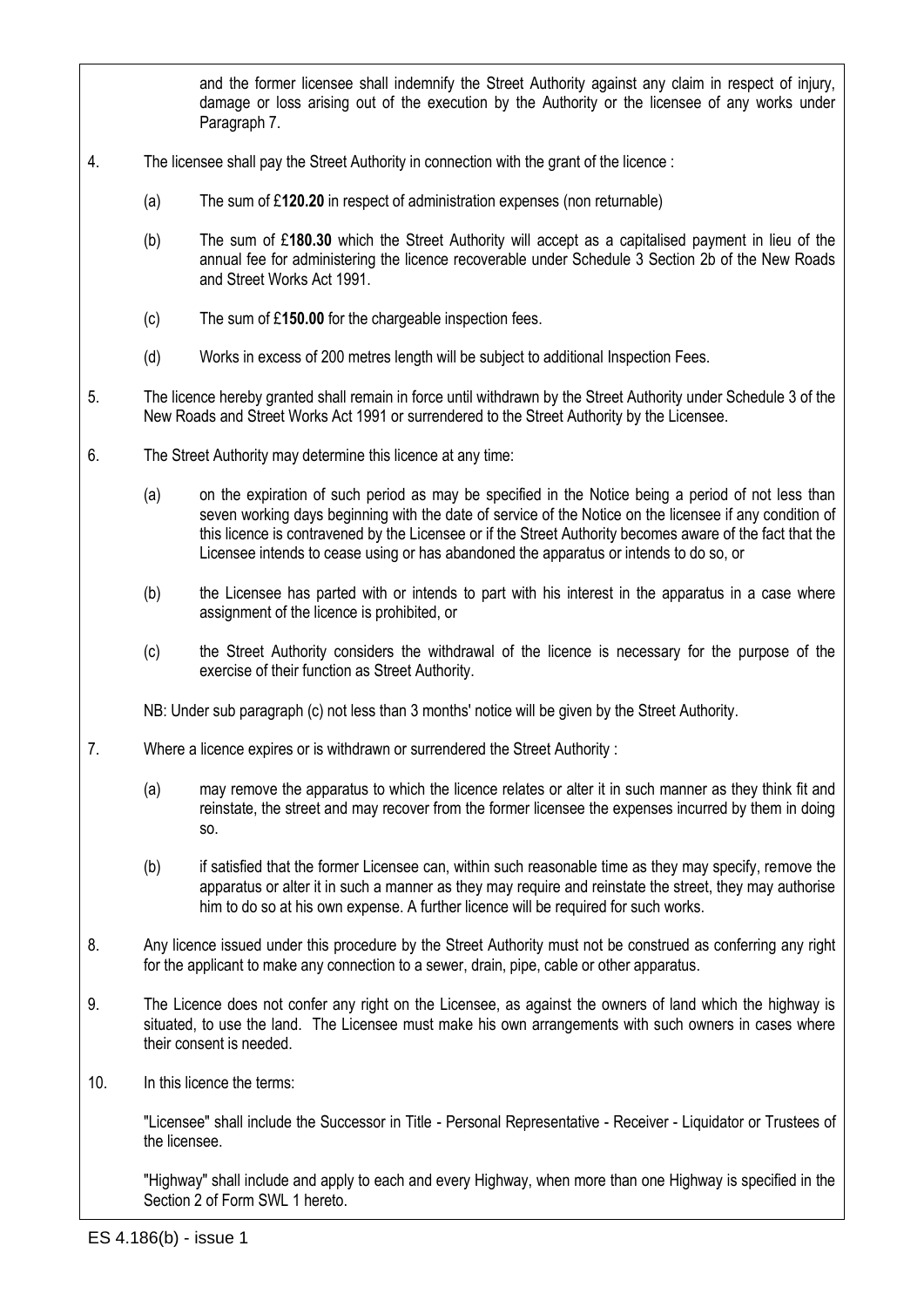and the former licensee shall indemnify the Street Authority against any claim in respect of injury, damage or loss arising out of the execution by the Authority or the licensee of any works under Paragraph 7.

4. The licensee shall pay the Street Authority in connection with the grant of the licence :

   (a) The sum of £**120.20** in respect of administration expenses (non returnable)

   (b) The sum of £**180.30** which the Street Authority will accept as a capitalised payment in lieu of the annual fee for administering the licence recoverable under Schedule 3 Section 2b of the New Roads and Street Works Act 1991.

   (c) The sum of £**150.00** for the chargeable inspection fees.

   (d) Works in excess of 200 metres length will be subject to additional Inspection Fees.

5. The licence hereby granted shall remain in force until withdrawn by the Street Authority under Schedule 3 of the New Roads and Street Works Act 1991 or surrendered to the Street Authority by the Licensee.

6. The Street Authority may determine this licence at any time:

   (a) on the expiration of such period as may be specified in the Notice being a period of not less than seven working days beginning with the date of service of the Notice on the licensee if any condition of this licence is contravened by the Licensee or if the Street Authority becomes aware of the fact that the Licensee intends to cease using or has abandoned the apparatus or intends to do so, or

   (b) the Licensee has parted with or intends to part with his interest in the apparatus in a case where assignment of the licence is prohibited, or

   (c) the Street Authority considers the withdrawal of the licence is necessary for the purpose of the exercise of their function as Street Authority.

   NB: Under sub paragraph (c) not less than 3 months' notice will be given by the Street Authority.

7. Where a licence expires or is withdrawn or surrendered the Street Authority :

   (a) may remove the apparatus to which the licence relates or alter it in such manner as they think fit and reinstate, the street and may recover from the former licensee the expenses incurred by them in doing so.

   (b) if satisfied that the former Licensee can, within such reasonable time as they may specify, remove the apparatus or alter it in such a manner as they may require and reinstate the street, they may authorise him to do so at his own expense. A further licence will be required for such works.

8. Any licence issued under this procedure by the Street Authority must not be construed as conferring any right for the applicant to make any connection to a sewer, drain, pipe, cable or other apparatus.

9. The Licence does not confer any right on the Licensee, as against the owners of land which the highway is situated, to use the land. The Licensee must make his own arrangements with such owners in cases where their consent is needed.

10. In this licence the terms:

    "Licensee" shall include the Successor in Title - Personal Representative - Receiver - Liquidator or Trustees of the licensee.

    "Highway" shall include and apply to each and every Highway, when more than one Highway is specified in the Section 2 of Form SWL 1 hereto.

ES 4.186(b) - issue 1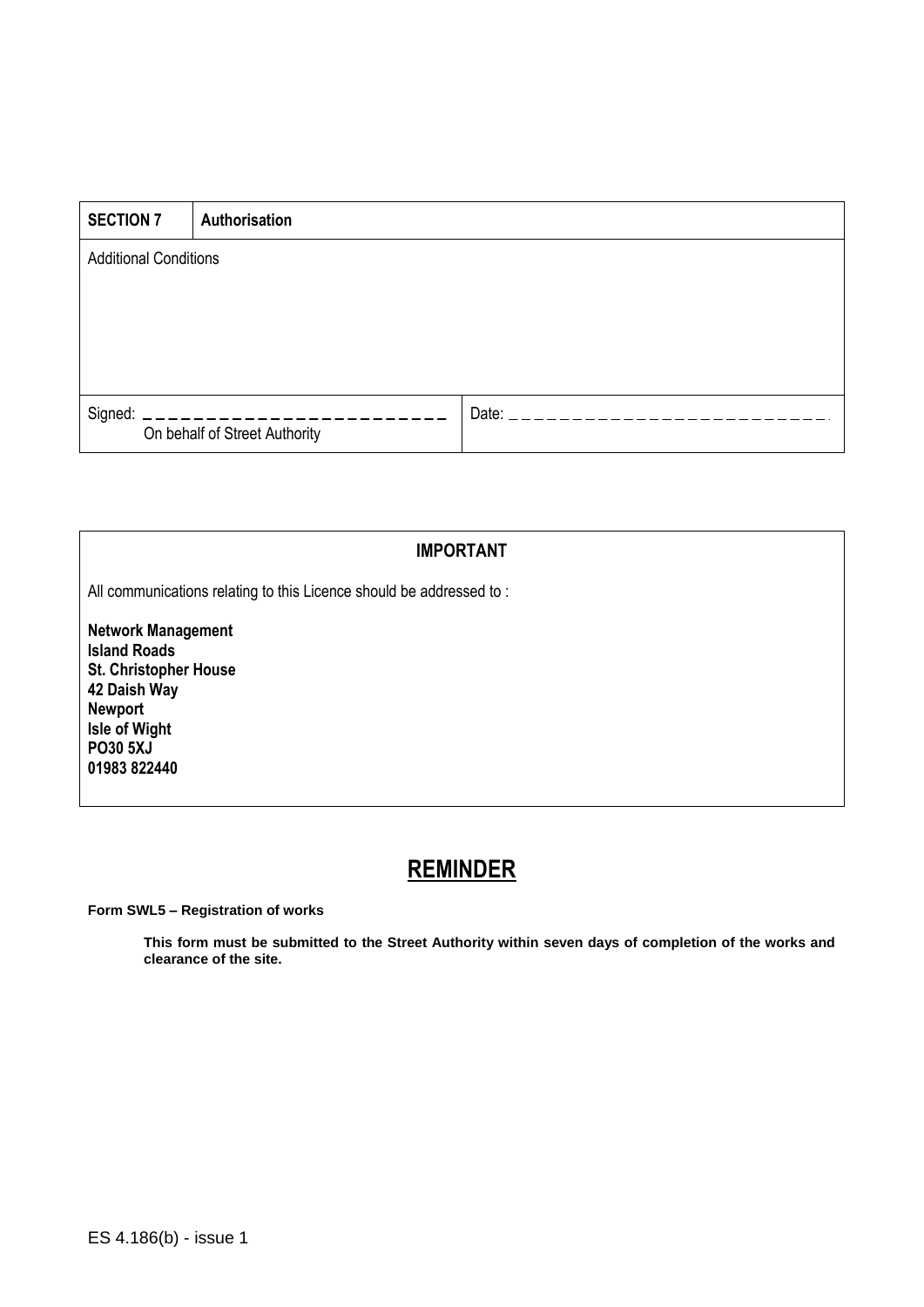| SECTION 7 | Authorisation |
| --- | --- |
| Additional Conditions | |
| Signed: _ _ _ _ _ _ _ _ _ _ _ _ _ _ _ _ _ _ _ _ _ _ _ _ _ On behalf of Street Authority | Date: _ _ _ _ _ _ _ _ _ _ _ _ _ _ _ _ _ _ _ _ _ _ _ _ _ _ _ |

**IMPORTANT**

All communications relating to this Licence should be addressed to :

**Network Management**
**Island Roads**
**St. Christopher House**
**42 Daish Way**
**Newport**
**Isle of Wight**
**PO30 5XJ**
**01983 822440**

## REMINDER

**Form SWL5 – Registration of works**

**This form must be submitted to the Street Authority within seven days of completion of the works and clearance of the site.**

ES 4.186(b) - issue 1